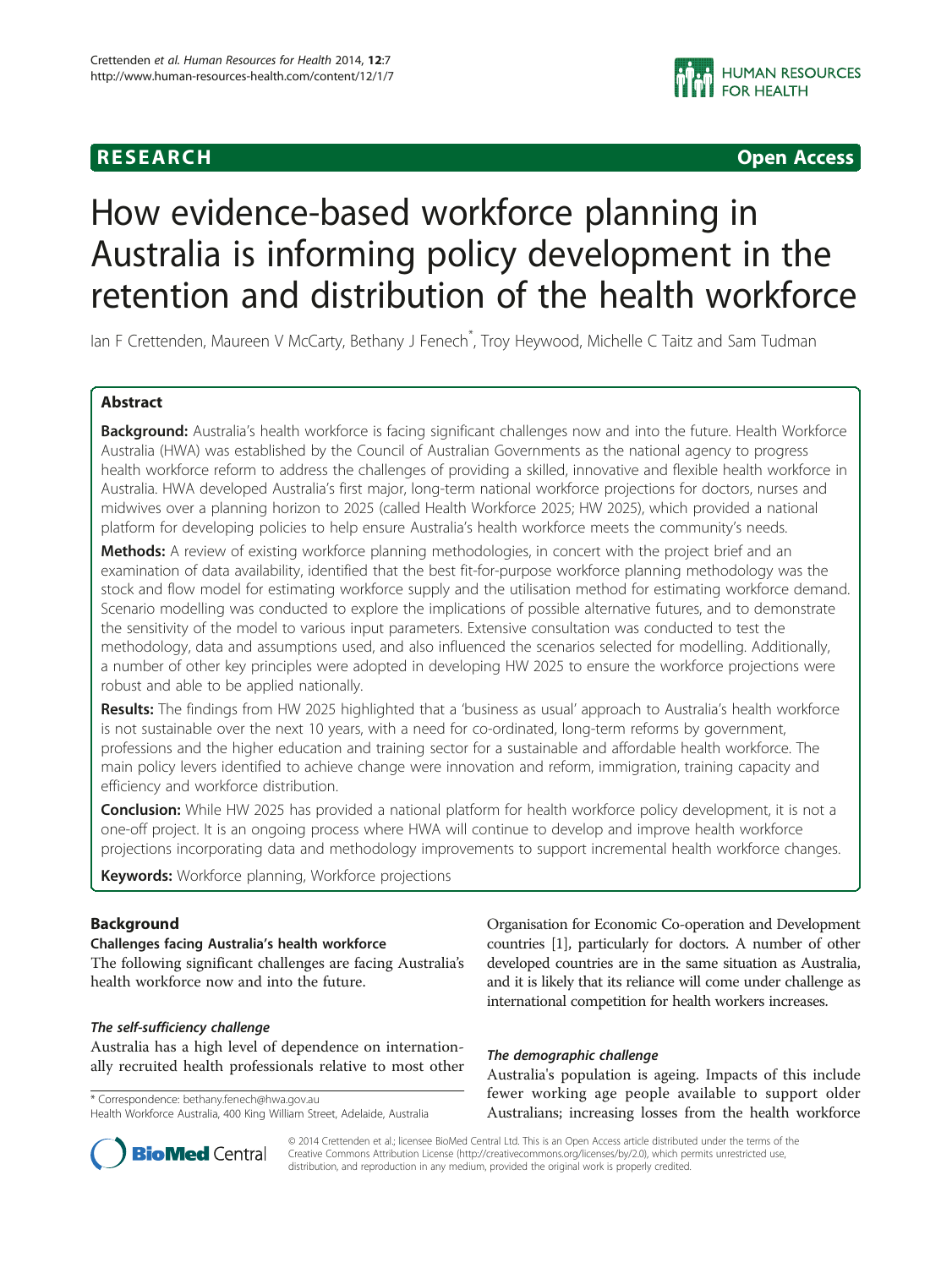RESEARCH Open Access

# How evidence-based workforce planning in Australia is informing policy development in the retention and distribution of the health workforce

Ian F Crettenden, Maureen V McCarty, Bethany J Fenech*, Troy Heywood, Michelle C Taitz and Sam Tudman

## Abstract

**Background:** Australia's health workforce is facing significant challenges now and into the future. Health Workforce Australia (HWA) was established by the Council of Australian Governments as the national agency to progress health workforce reform to address the challenges of providing a skilled, innovative and flexible health workforce in Australia. HWA developed Australia's first major, long-term national workforce projections for doctors, nurses and midwives over a planning horizon to 2025 (called Health Workforce 2025; HW 2025), which provided a national platform for developing policies to help ensure Australia's health workforce meets the community's needs.

**Methods:** A review of existing workforce planning methodologies, in concert with the project brief and an examination of data availability, identified that the best fit-for-purpose workforce planning methodology was the stock and flow model for estimating workforce supply and the utilisation method for estimating workforce demand. Scenario modelling was conducted to explore the implications of possible alternative futures, and to demonstrate the sensitivity of the model to various input parameters. Extensive consultation was conducted to test the methodology, data and assumptions used, and also influenced the scenarios selected for modelling. Additionally, a number of other key principles were adopted in developing HW 2025 to ensure the workforce projections were robust and able to be applied nationally.

**Results:** The findings from HW 2025 highlighted that a 'business as usual' approach to Australia's health workforce is not sustainable over the next 10 years, with a need for co-ordinated, long-term reforms by government, professions and the higher education and training sector for a sustainable and affordable health workforce. The main policy levers identified to achieve change were innovation and reform, immigration, training capacity and efficiency and workforce distribution.

**Conclusion:** While HW 2025 has provided a national platform for health workforce policy development, it is not a one-off project. It is an ongoing process where HWA will continue to develop and improve health workforce projections incorporating data and methodology improvements to support incremental health workforce changes.

**Keywords:** Workforce planning, Workforce projections

## Background

### Challenges facing Australia's health workforce

The following significant challenges are facing Australia's health workforce now and into the future.

#### *The self-sufficiency challenge*

Australia has a high level of dependence on internationally recruited health professionals relative to most other Organisation for Economic Co-operation and Development countries [1], particularly for doctors. A number of other developed countries are in the same situation as Australia, and it is likely that its reliance will come under challenge as international competition for health workers increases.

#### *The demographic challenge*

Australia's population is ageing. Impacts of this include fewer working age people available to support older Australians; increasing losses from the health workforce

* Correspondence: bethany.fenech@hwa.gov.au
Health Workforce Australia, 400 King William Street, Adelaide, Australia

© 2014 Crettenden et al.; licensee BioMed Central Ltd. This is an Open Access article distributed under the terms of the Creative Commons Attribution License (http://creativecommons.org/licenses/by/2.0), which permits unrestricted use, distribution, and reproduction in any medium, provided the original work is properly credited.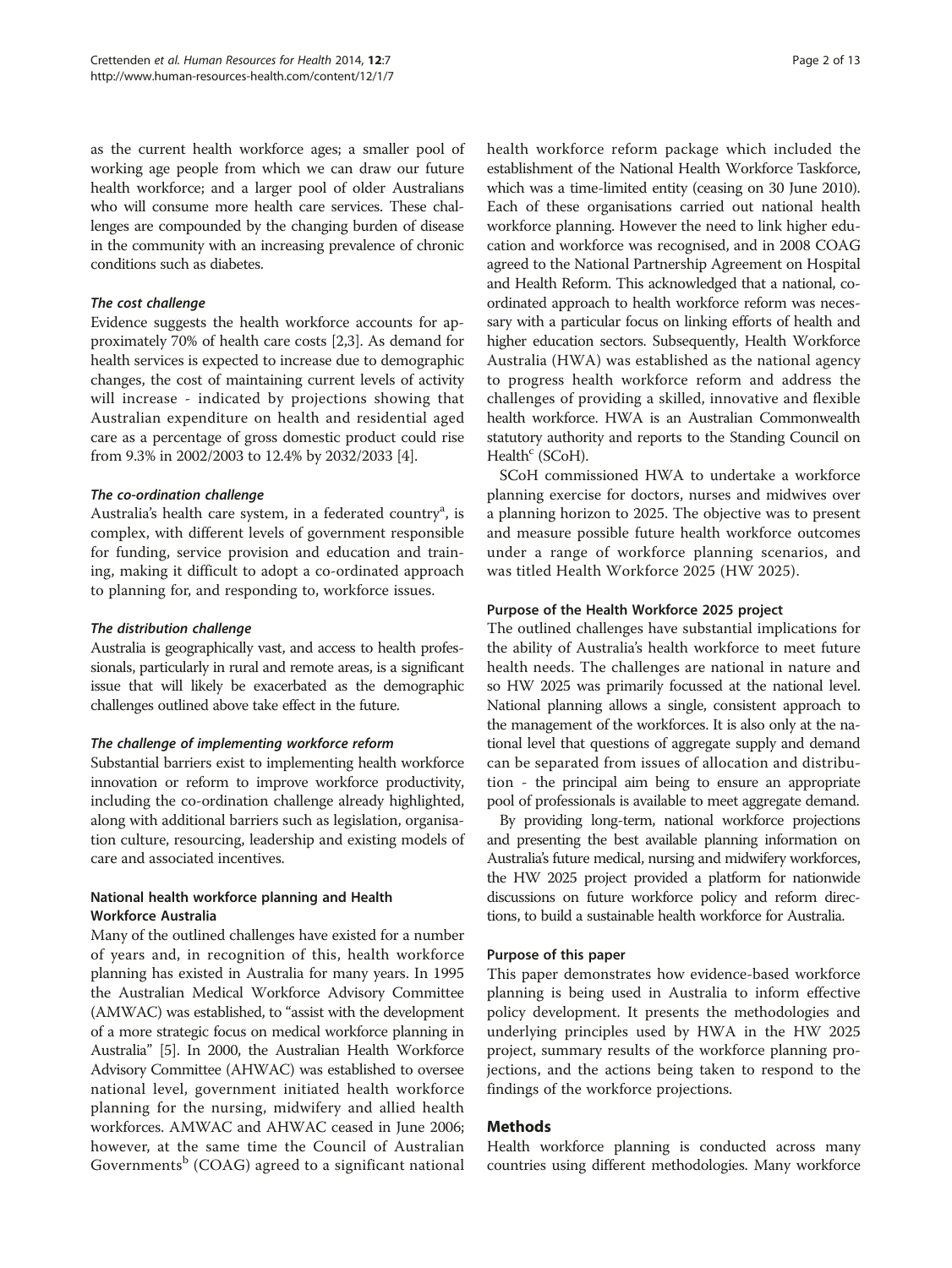as the current health workforce ages; a smaller pool of working age people from which we can draw our future health workforce; and a larger pool of older Australians who will consume more health care services. These challenges are compounded by the changing burden of disease in the community with an increasing prevalence of chronic conditions such as diabetes.

#### *The cost challenge*

Evidence suggests the health workforce accounts for approximately 70% of health care costs [2,3]. As demand for health services is expected to increase due to demographic changes, the cost of maintaining current levels of activity will increase - indicated by projections showing that Australian expenditure on health and residential aged care as a percentage of gross domestic product could rise from 9.3% in 2002/2003 to 12.4% by 2032/2033 [4].

#### *The co-ordination challenge*

Australia's health care system, in a federated country[a], is complex, with different levels of government responsible for funding, service provision and education and training, making it difficult to adopt a co-ordinated approach to planning for, and responding to, workforce issues.

#### *The distribution challenge*

Australia is geographically vast, and access to health professionals, particularly in rural and remote areas, is a significant issue that will likely be exacerbated as the demographic challenges outlined above take effect in the future.

#### *The challenge of implementing workforce reform*

Substantial barriers exist to implementing health workforce innovation or reform to improve workforce productivity, including the co-ordination challenge already highlighted, along with additional barriers such as legislation, organisation culture, resourcing, leadership and existing models of care and associated incentives.

### National health workforce planning and Health Workforce Australia

Many of the outlined challenges have existed for a number of years and, in recognition of this, health workforce planning has existed in Australia for many years. In 1995 the Australian Medical Workforce Advisory Committee (AMWAC) was established, to "assist with the development of a more strategic focus on medical workforce planning in Australia" [5]. In 2000, the Australian Health Workforce Advisory Committee (AHWAC) was established to oversee national level, government initiated health workforce planning for the nursing, midwifery and allied health workforces. AMWAC and AHWAC ceased in June 2006; however, at the same time the Council of Australian Governments[b] (COAG) agreed to a significant national health workforce reform package which included the establishment of the National Health Workforce Taskforce, which was a time-limited entity (ceasing on 30 June 2010). Each of these organisations carried out national health workforce planning. However the need to link higher education and workforce was recognised, and in 2008 COAG agreed to the National Partnership Agreement on Hospital and Health Reform. This acknowledged that a national, co-ordinated approach to health workforce reform was necessary with a particular focus on linking efforts of health and higher education sectors. Subsequently, Health Workforce Australia (HWA) was established as the national agency to progress health workforce reform and address the challenges of providing a skilled, innovative and flexible health workforce. HWA is an Australian Commonwealth statutory authority and reports to the Standing Council on Health[c] (SCoH).

SCoH commissioned HWA to undertake a workforce planning exercise for doctors, nurses and midwives over a planning horizon to 2025. The objective was to present and measure possible future health workforce outcomes under a range of workforce planning scenarios, and was titled Health Workforce 2025 (HW 2025).

### Purpose of the Health Workforce 2025 project

The outlined challenges have substantial implications for the ability of Australia's health workforce to meet future health needs. The challenges are national in nature and so HW 2025 was primarily focussed at the national level. National planning allows a single, consistent approach to the management of the workforces. It is also only at the national level that questions of aggregate supply and demand can be separated from issues of allocation and distribution - the principal aim being to ensure an appropriate pool of professionals is available to meet aggregate demand.

By providing long-term, national workforce projections and presenting the best available planning information on Australia's future medical, nursing and midwifery workforces, the HW 2025 project provided a platform for nationwide discussions on future workforce policy and reform directions, to build a sustainable health workforce for Australia.

### Purpose of this paper

This paper demonstrates how evidence-based workforce planning is being used in Australia to inform effective policy development. It presents the methodologies and underlying principles used by HWA in the HW 2025 project, summary results of the workforce planning projections, and the actions being taken to respond to the findings of the workforce projections.

## Methods

Health workforce planning is conducted across many countries using different methodologies. Many workforce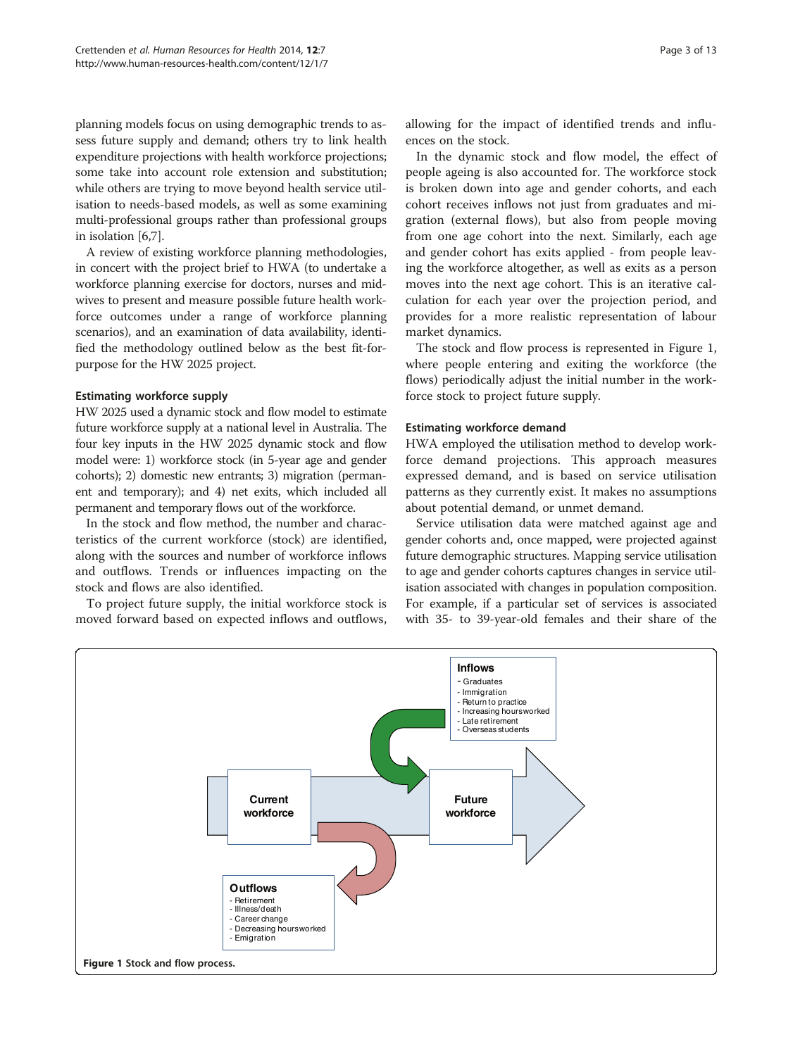planning models focus on using demographic trends to assess future supply and demand; others try to link health expenditure projections with health workforce projections; some take into account role extension and substitution; while others are trying to move beyond health service utilisation to needs-based models, as well as some examining multi-professional groups rather than professional groups in isolation [6,7].

A review of existing workforce planning methodologies, in concert with the project brief to HWA (to undertake a workforce planning exercise for doctors, nurses and midwives to present and measure possible future health workforce outcomes under a range of workforce planning scenarios), and an examination of data availability, identified the methodology outlined below as the best fit-for-purpose for the HW 2025 project.

#### Estimating workforce supply

HW 2025 used a dynamic stock and flow model to estimate future workforce supply at a national level in Australia. The four key inputs in the HW 2025 dynamic stock and flow model were: 1) workforce stock (in 5-year age and gender cohorts); 2) domestic new entrants; 3) migration (permanent and temporary); and 4) net exits, which included all permanent and temporary flows out of the workforce.

In the stock and flow method, the number and characteristics of the current workforce (stock) are identified, along with the sources and number of workforce inflows and outflows. Trends or influences impacting on the stock and flows are also identified.

To project future supply, the initial workforce stock is moved forward based on expected inflows and outflows, allowing for the impact of identified trends and influences on the stock.

In the dynamic stock and flow model, the effect of people ageing is also accounted for. The workforce stock is broken down into age and gender cohorts, and each cohort receives inflows not just from graduates and migration (external flows), but also from people moving from one age cohort into the next. Similarly, each age and gender cohort has exits applied - from people leaving the workforce altogether, as well as exits as a person moves into the next age cohort. This is an iterative calculation for each year over the projection period, and provides for a more realistic representation of labour market dynamics.

The stock and flow process is represented in Figure 1, where people entering and exiting the workforce (the flows) periodically adjust the initial number in the workforce stock to project future supply.

#### Estimating workforce demand

HWA employed the utilisation method to develop workforce demand projections. This approach measures expressed demand, and is based on service utilisation patterns as they currently exist. It makes no assumptions about potential demand, or unmet demand.

Service utilisation data were matched against age and gender cohorts and, once mapped, were projected against future demographic structures. Mapping service utilisation to age and gender cohorts captures changes in service utilisation associated with changes in population composition. For example, if a particular set of services is associated with 35- to 39-year-old females and their share of the

**Inflows**
- Graduates
- Immigration
- Return to practice
- Increasing hours worked
- Late retirement
- Overseas students

Current workforce → Future workforce

**Outflows**
- Retirement
- Illness/death
- Career change
- Decreasing hours worked
- Emigration

**Figure 1** Stock and flow process.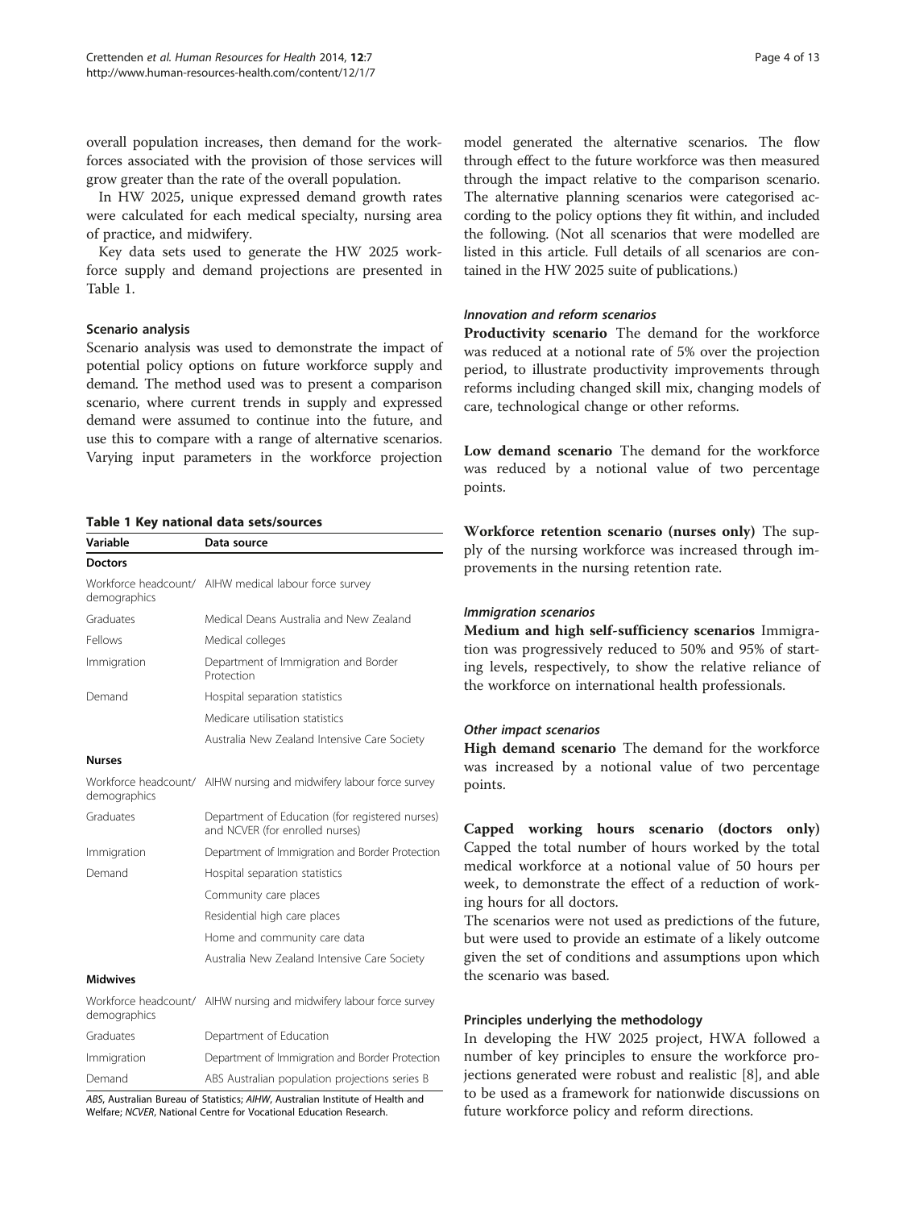overall population increases, then demand for the workforces associated with the provision of those services will grow greater than the rate of the overall population.

In HW 2025, unique expressed demand growth rates were calculated for each medical specialty, nursing area of practice, and midwifery.

Key data sets used to generate the HW 2025 workforce supply and demand projections are presented in Table 1.

### Scenario analysis

Scenario analysis was used to demonstrate the impact of potential policy options on future workforce supply and demand. The method used was to present a comparison scenario, where current trends in supply and expressed demand were assumed to continue into the future, and use this to compare with a range of alternative scenarios. Varying input parameters in the workforce projection model generated the alternative scenarios. The flow through effect to the future workforce was then measured through the impact relative to the comparison scenario. The alternative planning scenarios were categorised according to the policy options they fit within, and included the following. (Not all scenarios that were modelled are listed in this article. Full details of all scenarios are contained in the HW 2025 suite of publications.)

**Table 1 Key national data sets/sources**

| Variable | Data source |
|---|---|
| **Doctors** | |
| Workforce headcount/ demographics | AIHW medical labour force survey |
| Graduates | Medical Deans Australia and New Zealand |
| Fellows | Medical colleges |
| Immigration | Department of Immigration and Border Protection |
| Demand | Hospital separation statistics |
| | Medicare utilisation statistics |
| | Australia New Zealand Intensive Care Society |
| **Nurses** | |
| Workforce headcount/ demographics | AIHW nursing and midwifery labour force survey |
| Graduates | Department of Education (for registered nurses) and NCVER (for enrolled nurses) |
| Immigration | Department of Immigration and Border Protection |
| Demand | Hospital separation statistics |
| | Community care places |
| | Residential high care places |
| | Home and community care data |
| | Australia New Zealand Intensive Care Society |
| **Midwives** | |
| Workforce headcount/ demographics | AIHW nursing and midwifery labour force survey |
| Graduates | Department of Education |
| Immigration | Department of Immigration and Border Protection |
| Demand | ABS Australian population projections series B |

*ABS*, Australian Bureau of Statistics; *AIHW*, Australian Institute of Health and Welfare; *NCVER*, National Centre for Vocational Education Research.

#### *Innovation and reform scenarios*

**Productivity scenario** The demand for the workforce was reduced at a notional rate of 5% over the projection period, to illustrate productivity improvements through reforms including changed skill mix, changing models of care, technological change or other reforms.

**Low demand scenario** The demand for the workforce was reduced by a notional value of two percentage points.

**Workforce retention scenario (nurses only)** The supply of the nursing workforce was increased through improvements in the nursing retention rate.

#### *Immigration scenarios*

**Medium and high self-sufficiency scenarios** Immigration was progressively reduced to 50% and 95% of starting levels, respectively, to show the relative reliance of the workforce on international health professionals.

#### *Other impact scenarios*

**High demand scenario** The demand for the workforce was increased by a notional value of two percentage points.

**Capped working hours scenario (doctors only)** Capped the total number of hours worked by the total medical workforce at a notional value of 50 hours per week, to demonstrate the effect of a reduction of working hours for all doctors.

The scenarios were not used as predictions of the future, but were used to provide an estimate of a likely outcome given the set of conditions and assumptions upon which the scenario was based.

### Principles underlying the methodology

In developing the HW 2025 project, HWA followed a number of key principles to ensure the workforce projections generated were robust and realistic [8], and able to be used as a framework for nationwide discussions on future workforce policy and reform directions.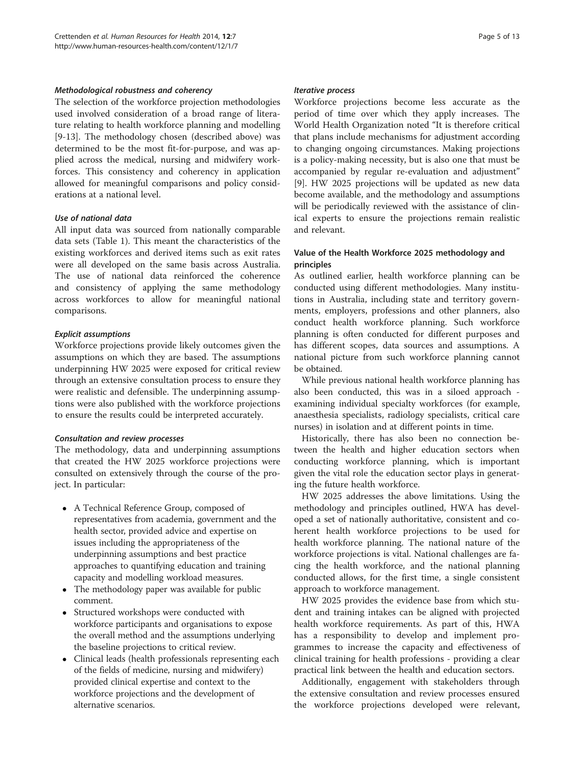#### *Methodological robustness and coherency*

The selection of the workforce projection methodologies used involved consideration of a broad range of literature relating to health workforce planning and modelling [9-13]. The methodology chosen (described above) was determined to be the most fit-for-purpose, and was applied across the medical, nursing and midwifery workforces. This consistency and coherency in application allowed for meaningful comparisons and policy considerations at a national level.

#### *Use of national data*

All input data was sourced from nationally comparable data sets (Table 1). This meant the characteristics of the existing workforces and derived items such as exit rates were all developed on the same basis across Australia. The use of national data reinforced the coherence and consistency of applying the same methodology across workforces to allow for meaningful national comparisons.

#### *Explicit assumptions*

Workforce projections provide likely outcomes given the assumptions on which they are based. The assumptions underpinning HW 2025 were exposed for critical review through an extensive consultation process to ensure they were realistic and defensible. The underpinning assumptions were also published with the workforce projections to ensure the results could be interpreted accurately.

#### *Consultation and review processes*

The methodology, data and underpinning assumptions that created the HW 2025 workforce projections were consulted on extensively through the course of the project. In particular:

- A Technical Reference Group, composed of representatives from academia, government and the health sector, provided advice and expertise on issues including the appropriateness of the underpinning assumptions and best practice approaches to quantifying education and training capacity and modelling workload measures.
- The methodology paper was available for public comment.
- Structured workshops were conducted with workforce participants and organisations to expose the overall method and the assumptions underlying the baseline projections to critical review.
- Clinical leads (health professionals representing each of the fields of medicine, nursing and midwifery) provided clinical expertise and context to the workforce projections and the development of alternative scenarios.

#### *Iterative process*

Workforce projections become less accurate as the period of time over which they apply increases. The World Health Organization noted "It is therefore critical that plans include mechanisms for adjustment according to changing ongoing circumstances. Making projections is a policy-making necessity, but is also one that must be accompanied by regular re-evaluation and adjustment" [9]. HW 2025 projections will be updated as new data become available, and the methodology and assumptions will be periodically reviewed with the assistance of clinical experts to ensure the projections remain realistic and relevant.

### Value of the Health Workforce 2025 methodology and principles

As outlined earlier, health workforce planning can be conducted using different methodologies. Many institutions in Australia, including state and territory governments, employers, professions and other planners, also conduct health workforce planning. Such workforce planning is often conducted for different purposes and has different scopes, data sources and assumptions. A national picture from such workforce planning cannot be obtained.

While previous national health workforce planning has also been conducted, this was in a siloed approach - examining individual specialty workforces (for example, anaesthesia specialists, radiology specialists, critical care nurses) in isolation and at different points in time.

Historically, there has also been no connection between the health and higher education sectors when conducting workforce planning, which is important given the vital role the education sector plays in generating the future health workforce.

HW 2025 addresses the above limitations. Using the methodology and principles outlined, HWA has developed a set of nationally authoritative, consistent and coherent health workforce projections to be used for health workforce planning. The national nature of the workforce projections is vital. National challenges are facing the health workforce, and the national planning conducted allows, for the first time, a single consistent approach to workforce management.

HW 2025 provides the evidence base from which student and training intakes can be aligned with projected health workforce requirements. As part of this, HWA has a responsibility to develop and implement programmes to increase the capacity and effectiveness of clinical training for health professions - providing a clear practical link between the health and education sectors.

Additionally, engagement with stakeholders through the extensive consultation and review processes ensured the workforce projections developed were relevant,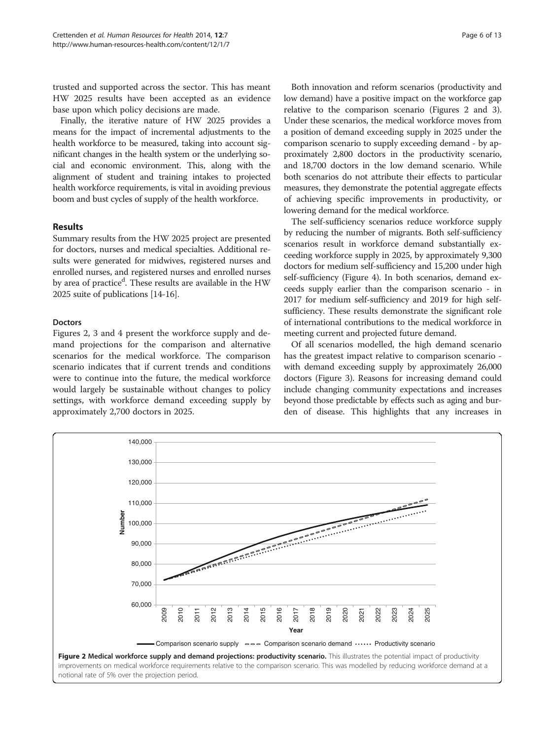trusted and supported across the sector. This has meant HW 2025 results have been accepted as an evidence base upon which policy decisions are made.

Finally, the iterative nature of HW 2025 provides a means for the impact of incremental adjustments to the health workforce to be measured, taking into account significant changes in the health system or the underlying social and economic environment. This, along with the alignment of student and training intakes to projected health workforce requirements, is vital in avoiding previous boom and bust cycles of supply of the health workforce.

## Results

Summary results from the HW 2025 project are presented for doctors, nurses and medical specialties. Additional results were generated for midwives, registered nurses and enrolled nurses, and registered nurses and enrolled nurses by area of practice[d]. These results are available in the HW 2025 suite of publications [14-16].

### Doctors

Figures 2, 3 and 4 present the workforce supply and demand projections for the comparison and alternative scenarios for the medical workforce. The comparison scenario indicates that if current trends and conditions were to continue into the future, the medical workforce would largely be sustainable without changes to policy settings, with workforce demand exceeding supply by approximately 2,700 doctors in 2025.

Both innovation and reform scenarios (productivity and low demand) have a positive impact on the workforce gap relative to the comparison scenario (Figures 2 and 3). Under these scenarios, the medical workforce moves from a position of demand exceeding supply in 2025 under the comparison scenario to supply exceeding demand - by approximately 2,800 doctors in the productivity scenario, and 18,700 doctors in the low demand scenario. While both scenarios do not attribute their effects to particular measures, they demonstrate the potential aggregate effects of achieving specific improvements in productivity, or lowering demand for the medical workforce.

The self-sufficiency scenarios reduce workforce supply by reducing the number of migrants. Both self-sufficiency scenarios result in workforce demand substantially exceeding workforce supply in 2025, by approximately 9,300 doctors for medium self-sufficiency and 15,200 under high self-sufficiency (Figure 4). In both scenarios, demand exceeds supply earlier than the comparison scenario - in 2017 for medium self-sufficiency and 2019 for high self-sufficiency. These results demonstrate the significant role of international contributions to the medical workforce in meeting current and projected future demand.

Of all scenarios modelled, the high demand scenario has the greatest impact relative to comparison scenario - with demand exceeding supply by approximately 26,000 doctors (Figure 3). Reasons for increasing demand could include changing community expectations and increases beyond those predictable by effects such as aging and burden of disease. This highlights that any increases in

**Figure 2 Medical workforce supply and demand projections: productivity scenario.** This illustrates the potential impact of productivity improvements on medical workforce requirements relative to the comparison scenario. This was modelled by reducing workforce demand at a notional rate of 5% over the projection period.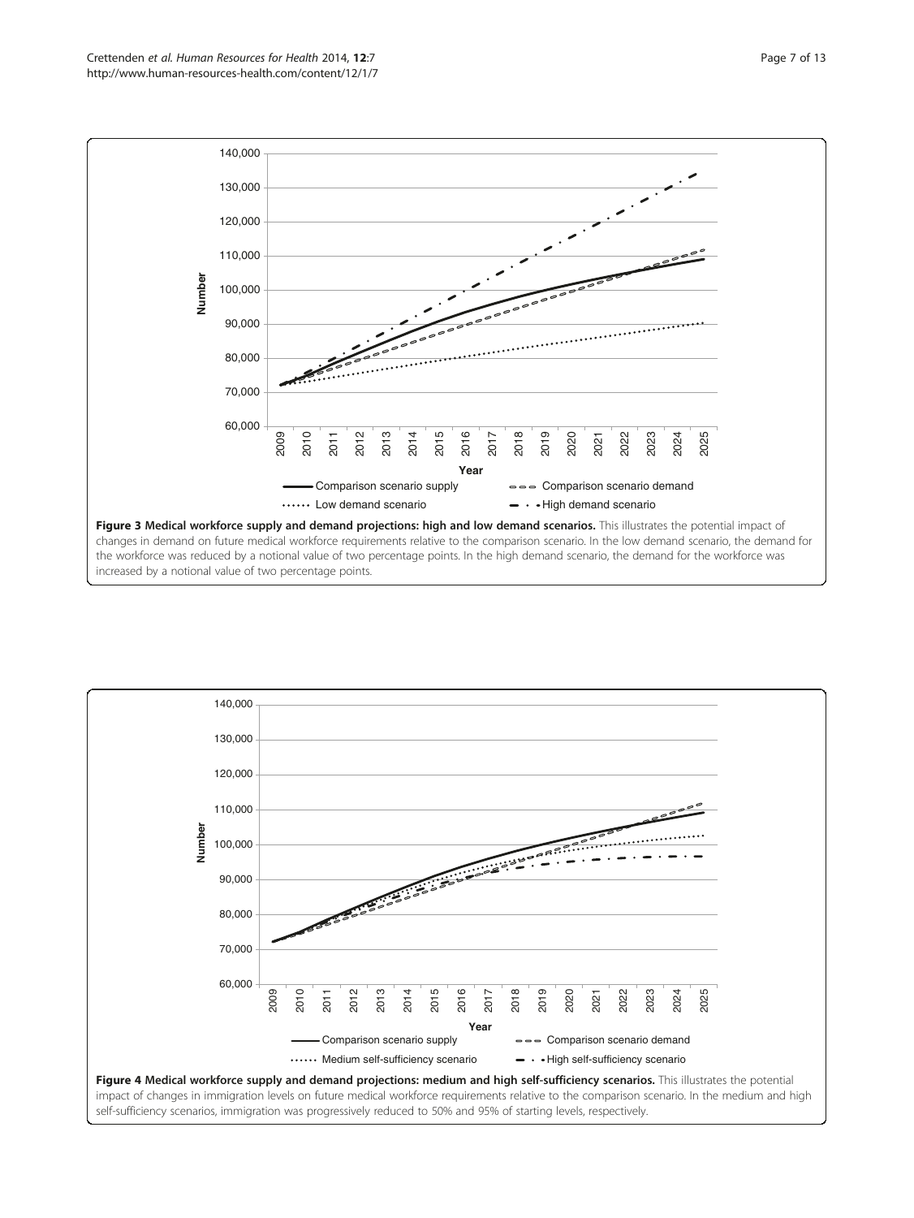**Figure 3 Medical workforce supply and demand projections: high and low demand scenarios.** This illustrates the potential impact of changes in demand on future medical workforce requirements relative to the comparison scenario. In the low demand scenario, the demand for the workforce was reduced by a notional value of two percentage points. In the high demand scenario, the demand for the workforce was increased by a notional value of two percentage points.

**Figure 4 Medical workforce supply and demand projections: medium and high self-sufficiency scenarios.** This illustrates the potential impact of changes in immigration levels on future medical workforce requirements relative to the comparison scenario. In the medium and high self-sufficiency scenarios, immigration was progressively reduced to 50% and 95% of starting levels, respectively.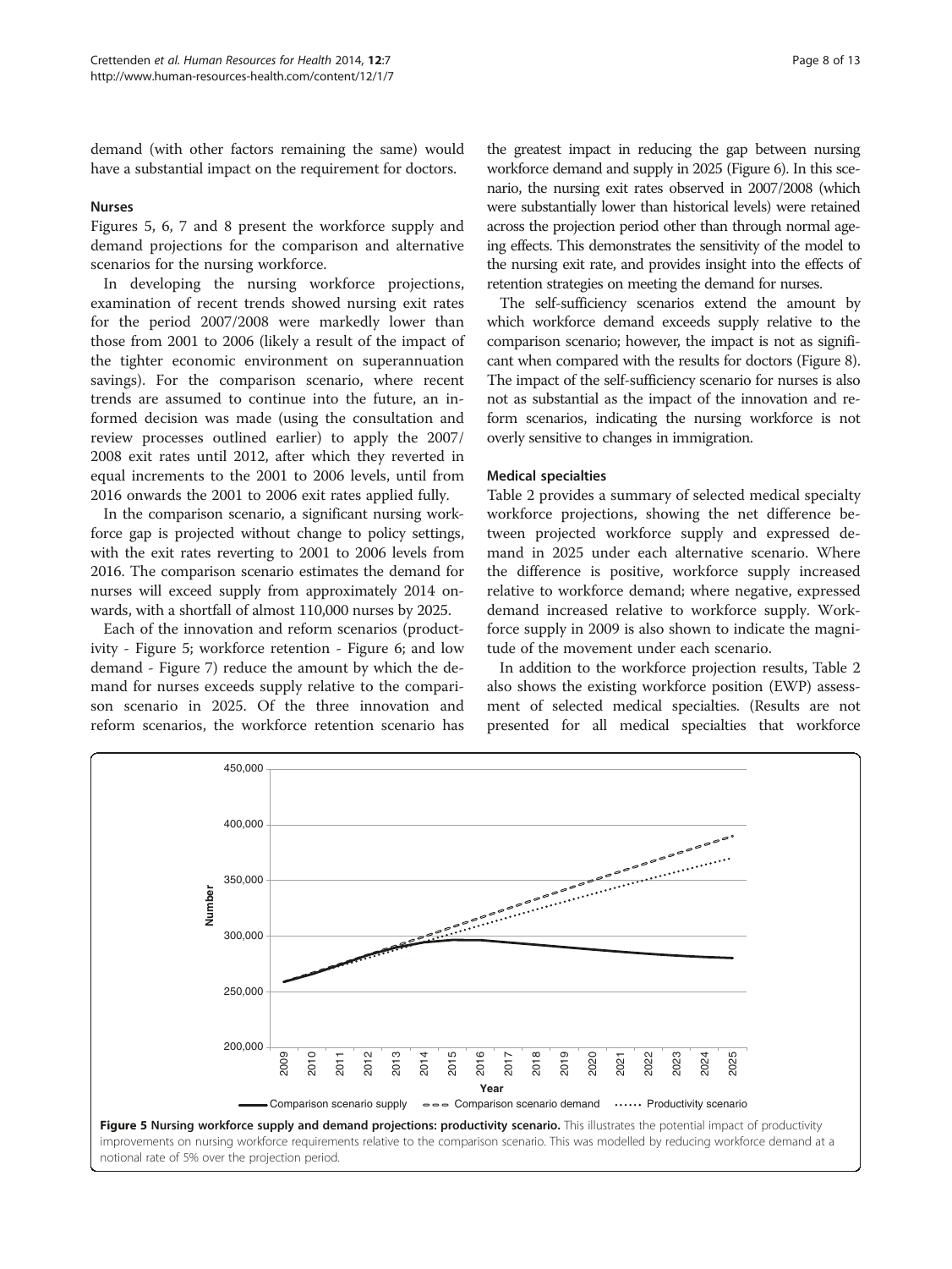demand (with other factors remaining the same) would have a substantial impact on the requirement for doctors.

### Nurses

Figures 5, 6, 7 and 8 present the workforce supply and demand projections for the comparison and alternative scenarios for the nursing workforce.

In developing the nursing workforce projections, examination of recent trends showed nursing exit rates for the period 2007/2008 were markedly lower than those from 2001 to 2006 (likely a result of the impact of the tighter economic environment on superannuation savings). For the comparison scenario, where recent trends are assumed to continue into the future, an informed decision was made (using the consultation and review processes outlined earlier) to apply the 2007/2008 exit rates until 2012, after which they reverted in equal increments to the 2001 to 2006 levels, until from 2016 onwards the 2001 to 2006 exit rates applied fully.

In the comparison scenario, a significant nursing workforce gap is projected without change to policy settings, with the exit rates reverting to 2001 to 2006 levels from 2016. The comparison scenario estimates the demand for nurses will exceed supply from approximately 2014 onwards, with a shortfall of almost 110,000 nurses by 2025.

Each of the innovation and reform scenarios (productivity - Figure 5; workforce retention - Figure 6; and low demand - Figure 7) reduce the amount by which the demand for nurses exceeds supply relative to the comparison scenario in 2025. Of the three innovation and reform scenarios, the workforce retention scenario has the greatest impact in reducing the gap between nursing workforce demand and supply in 2025 (Figure 6). In this scenario, the nursing exit rates observed in 2007/2008 (which were substantially lower than historical levels) were retained across the projection period other than through normal ageing effects. This demonstrates the sensitivity of the model to the nursing exit rate, and provides insight into the effects of retention strategies on meeting the demand for nurses.

The self-sufficiency scenarios extend the amount by which workforce demand exceeds supply relative to the comparison scenario; however, the impact is not as significant when compared with the results for doctors (Figure 8). The impact of the self-sufficiency scenario for nurses is also not as substantial as the impact of the innovation and reform scenarios, indicating the nursing workforce is not overly sensitive to changes in immigration.

### Medical specialties

Table 2 provides a summary of selected medical specialty workforce projections, showing the net difference between projected workforce supply and expressed demand in 2025 under each alternative scenario. Where the difference is positive, workforce supply increased relative to workforce demand; where negative, expressed demand increased relative to workforce supply. Workforce supply in 2009 is also shown to indicate the magnitude of the movement under each scenario.

In addition to the workforce projection results, Table 2 also shows the existing workforce position (EWP) assessment of selected medical specialties. (Results are not presented for all medical specialties that workforce

**Figure 5 Nursing workforce supply and demand projections: productivity scenario.** This illustrates the potential impact of productivity improvements on nursing workforce requirements relative to the comparison scenario. This was modelled by reducing workforce demand at a notional rate of 5% over the projection period.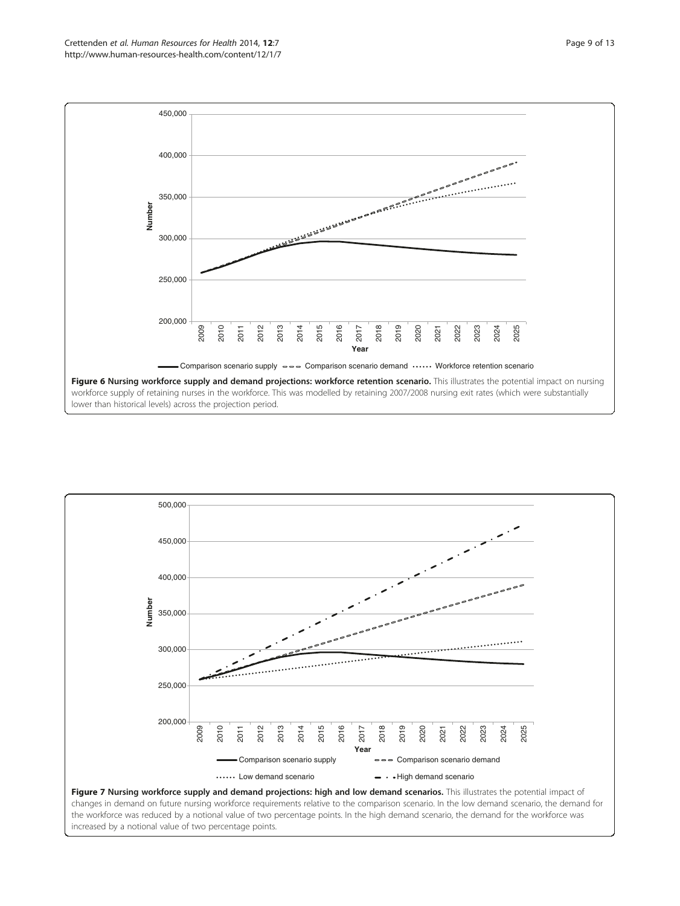**Figure 6 Nursing workforce supply and demand projections: workforce retention scenario.** This illustrates the potential impact on nursing workforce supply of retaining nurses in the workforce. This was modelled by retaining 2007/2008 nursing exit rates (which were substantially lower than historical levels) across the projection period.

**Figure 7 Nursing workforce supply and demand projections: high and low demand scenarios.** This illustrates the potential impact of changes in demand on future nursing workforce requirements relative to the comparison scenario. In the low demand scenario, the demand for the workforce was reduced by a notional value of two percentage points. In the high demand scenario, the demand for the workforce was increased by a notional value of two percentage points.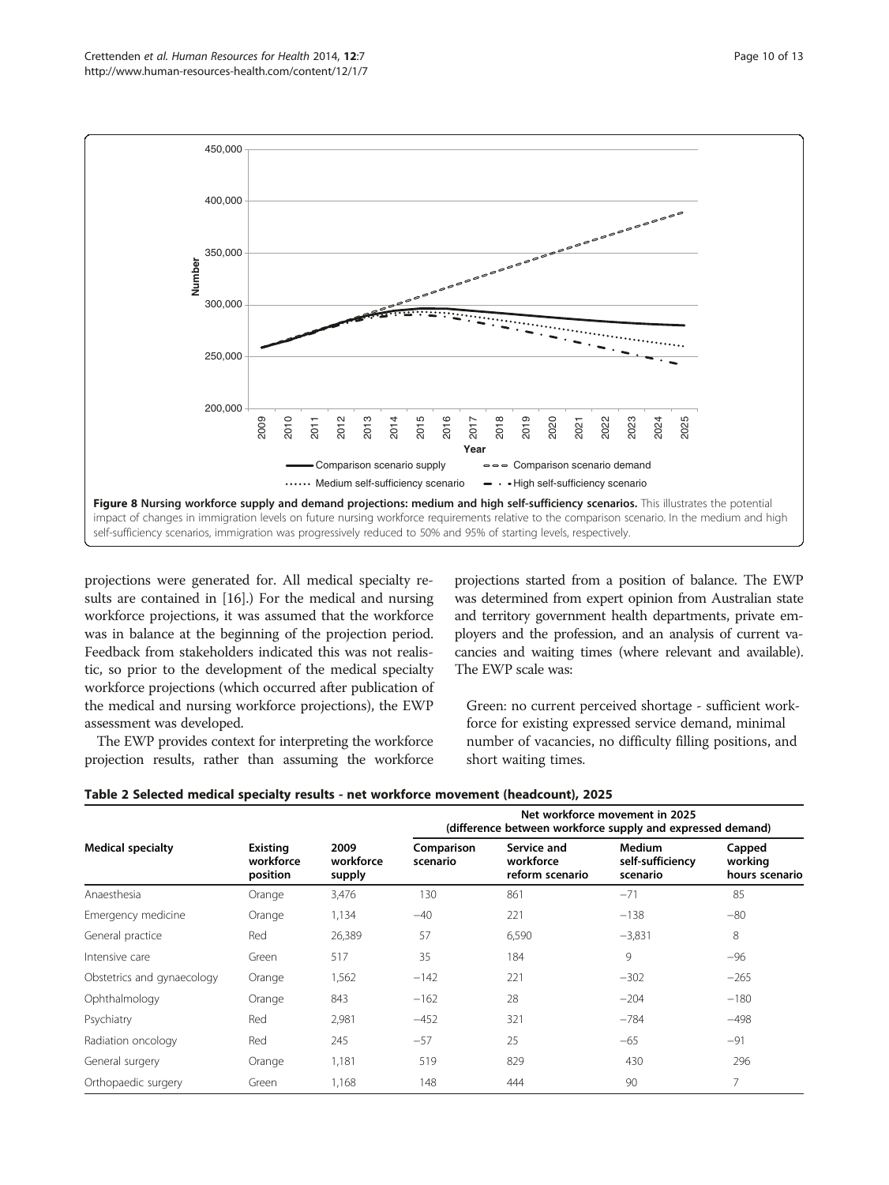**Figure 8 Nursing workforce supply and demand projections: medium and high self-sufficiency scenarios.** This illustrates the potential impact of changes in immigration levels on future nursing workforce requirements relative to the comparison scenario. In the medium and high self-sufficiency scenarios, immigration was progressively reduced to 50% and 95% of starting levels, respectively.

projections were generated for. All medical specialty results are contained in [16].) For the medical and nursing workforce projections, it was assumed that the workforce was in balance at the beginning of the projection period. Feedback from stakeholders indicated this was not realistic, so prior to the development of the medical specialty workforce projections (which occurred after publication of the medical and nursing workforce projections), the EWP assessment was developed.

The EWP provides context for interpreting the workforce projection results, rather than assuming the workforce projections started from a position of balance. The EWP was determined from expert opinion from Australian state and territory government health departments, private employers and the profession, and an analysis of current vacancies and waiting times (where relevant and available). The EWP scale was:

Green: no current perceived shortage - sufficient workforce for existing expressed service demand, minimal number of vacancies, no difficulty filling positions, and short waiting times.

**Table 2 Selected medical specialty results - net workforce movement (headcount), 2025**

| Medical specialty | Existing workforce position | 2009 workforce supply | Net workforce movement in 2025 (difference between workforce supply and expressed demand) | | | |
|---|---|---|---|---|---|---|
| | | | Comparison scenario | Service and workforce reform scenario | Medium self-sufficiency scenario | Capped working hours scenario |
| Anaesthesia | Orange | 3,476 | 130 | 861 | −71 | 85 |
| Emergency medicine | Orange | 1,134 | −40 | 221 | −138 | −80 |
| General practice | Red | 26,389 | 57 | 6,590 | −3,831 | 8 |
| Intensive care | Green | 517 | 35 | 184 | 9 | −96 |
| Obstetrics and gynaecology | Orange | 1,562 | −142 | 221 | −302 | −265 |
| Ophthalmology | Orange | 843 | −162 | 28 | −204 | −180 |
| Psychiatry | Red | 2,981 | −452 | 321 | −784 | −498 |
| Radiation oncology | Red | 245 | −57 | 25 | −65 | −91 |
| General surgery | Orange | 1,181 | 519 | 829 | 430 | 296 |
| Orthopaedic surgery | Green | 1,168 | 148 | 444 | 90 | 7 |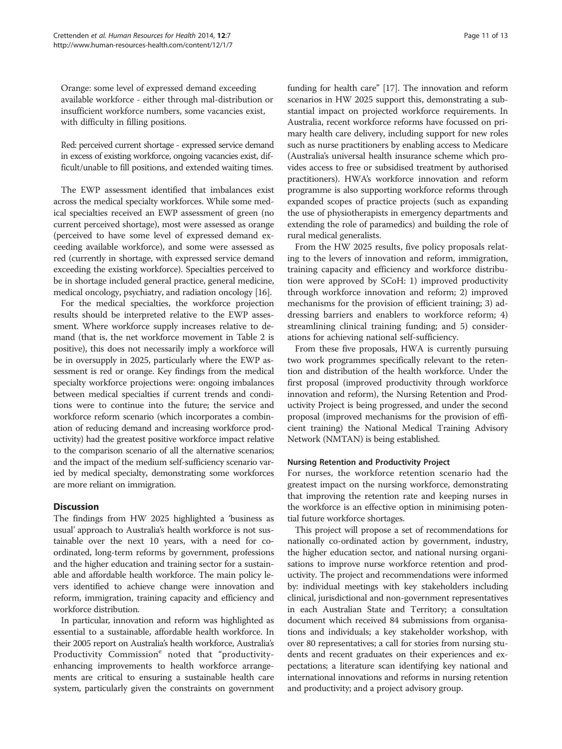Orange: some level of expressed demand exceeding available workforce - either through mal-distribution or insufficient workforce numbers, some vacancies exist, with difficulty in filling positions.

Red: perceived current shortage - expressed service demand in excess of existing workforce, ongoing vacancies exist, difficult/unable to fill positions, and extended waiting times.

The EWP assessment identified that imbalances exist across the medical specialty workforces. While some medical specialties received an EWP assessment of green (no current perceived shortage), most were assessed as orange (perceived to have some level of expressed demand exceeding available workforce), and some were assessed as red (currently in shortage, with expressed service demand exceeding the existing workforce). Specialties perceived to be in shortage included general practice, general medicine, medical oncology, psychiatry, and radiation oncology [16].

For the medical specialties, the workforce projection results should be interpreted relative to the EWP assessment. Where workforce supply increases relative to demand (that is, the net workforce movement in Table 2 is positive), this does not necessarily imply a workforce will be in oversupply in 2025, particularly where the EWP assessment is red or orange. Key findings from the medical specialty workforce projections were: ongoing imbalances between medical specialties if current trends and conditions were to continue into the future; the service and workforce reform scenario (which incorporates a combination of reducing demand and increasing workforce productivity) had the greatest positive workforce impact relative to the comparison scenario of all the alternative scenarios; and the impact of the medium self-sufficiency scenario varied by medical specialty, demonstrating some workforces are more reliant on immigration.

## Discussion

The findings from HW 2025 highlighted a 'business as usual' approach to Australia's health workforce is not sustainable over the next 10 years, with a need for coordinated, long-term reforms by government, professions and the higher education and training sector for a sustainable and affordable health workforce. The main policy levers identified to achieve change were innovation and reform, immigration, training capacity and efficiency and workforce distribution.

In particular, innovation and reform was highlighted as essential to a sustainable, affordable health workforce. In their 2005 report on Australia's health workforce, Australia's Productivity Commission[e] noted that "productivity-enhancing improvements to health workforce arrangements are critical to ensuring a sustainable health care system, particularly given the constraints on government funding for health care" [17]. The innovation and reform scenarios in HW 2025 support this, demonstrating a substantial impact on projected workforce requirements. In Australia, recent workforce reforms have focussed on primary health care delivery, including support for new roles such as nurse practitioners by enabling access to Medicare (Australia's universal health insurance scheme which provides access to free or subsidised treatment by authorised practitioners). HWA's workforce innovation and reform programme is also supporting workforce reforms through expanded scopes of practice projects (such as expanding the use of physiotherapists in emergency departments and extending the role of paramedics) and building the role of rural medical generalists.

From the HW 2025 results, five policy proposals relating to the levers of innovation and reform, immigration, training capacity and efficiency and workforce distribution were approved by SCoH: 1) improved productivity through workforce innovation and reform; 2) improved mechanisms for the provision of efficient training; 3) addressing barriers and enablers to workforce reform; 4) streamlining clinical training funding; and 5) considerations for achieving national self-sufficiency.

From these five proposals, HWA is currently pursuing two work programmes specifically relevant to the retention and distribution of the health workforce. Under the first proposal (improved productivity through workforce innovation and reform), the Nursing Retention and Productivity Project is being progressed, and under the second proposal (improved mechanisms for the provision of efficient training) the National Medical Training Advisory Network (NMTAN) is being established.

### Nursing Retention and Productivity Project

For nurses, the workforce retention scenario had the greatest impact on the nursing workforce, demonstrating that improving the retention rate and keeping nurses in the workforce is an effective option in minimising potential future workforce shortages.

This project will propose a set of recommendations for nationally co-ordinated action by government, industry, the higher education sector, and national nursing organisations to improve nurse workforce retention and productivity. The project and recommendations were informed by: individual meetings with key stakeholders including clinical, jurisdictional and non-government representatives in each Australian State and Territory; a consultation document which received 84 submissions from organisations and individuals; a key stakeholder workshop, with over 80 representatives; a call for stories from nursing students and recent graduates on their experiences and expectations; a literature scan identifying key national and international innovations and reforms in nursing retention and productivity; and a project advisory group.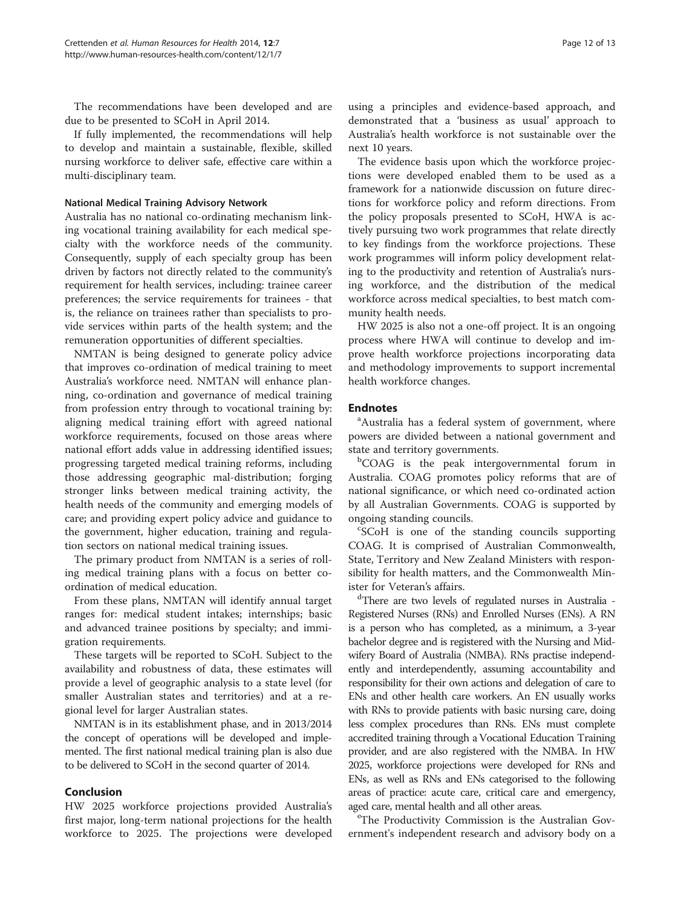The recommendations have been developed and are due to be presented to SCoH in April 2014.

If fully implemented, the recommendations will help to develop and maintain a sustainable, flexible, skilled nursing workforce to deliver safe, effective care within a multi-disciplinary team.

#### National Medical Training Advisory Network

Australia has no national co-ordinating mechanism linking vocational training availability for each medical specialty with the workforce needs of the community. Consequently, supply of each specialty group has been driven by factors not directly related to the community's requirement for health services, including: trainee career preferences; the service requirements for trainees - that is, the reliance on trainees rather than specialists to provide services within parts of the health system; and the remuneration opportunities of different specialties.

NMTAN is being designed to generate policy advice that improves co-ordination of medical training to meet Australia's workforce need. NMTAN will enhance planning, co-ordination and governance of medical training from profession entry through to vocational training by: aligning medical training effort with agreed national workforce requirements, focused on those areas where national effort adds value in addressing identified issues; progressing targeted medical training reforms, including those addressing geographic mal-distribution; forging stronger links between medical training activity, the health needs of the community and emerging models of care; and providing expert policy advice and guidance to the government, higher education, training and regulation sectors on national medical training issues.

The primary product from NMTAN is a series of rolling medical training plans with a focus on better co-ordination of medical education.

From these plans, NMTAN will identify annual target ranges for: medical student intakes; internships; basic and advanced trainee positions by specialty; and immigration requirements.

These targets will be reported to SCoH. Subject to the availability and robustness of data, these estimates will provide a level of geographic analysis to a state level (for smaller Australian states and territories) and at a regional level for larger Australian states.

NMTAN is in its establishment phase, and in 2013/2014 the concept of operations will be developed and implemented. The first national medical training plan is also due to be delivered to SCoH in the second quarter of 2014.

## Conclusion

HW 2025 workforce projections provided Australia's first major, long-term national projections for the health workforce to 2025. The projections were developed using a principles and evidence-based approach, and demonstrated that a 'business as usual' approach to Australia's health workforce is not sustainable over the next 10 years.

The evidence basis upon which the workforce projections were developed enabled them to be used as a framework for a nationwide discussion on future directions for workforce policy and reform directions. From the policy proposals presented to SCoH, HWA is actively pursuing two work programmes that relate directly to key findings from the workforce projections. These work programmes will inform policy development relating to the productivity and retention of Australia's nursing workforce, and the distribution of the medical workforce across medical specialties, to best match community health needs.

HW 2025 is also not a one-off project. It is an ongoing process where HWA will continue to develop and improve health workforce projections incorporating data and methodology improvements to support incremental health workforce changes.

## Endnotes

[a]Australia has a federal system of government, where powers are divided between a national government and state and territory governments.

[b]COAG is the peak intergovernmental forum in Australia. COAG promotes policy reforms that are of national significance, or which need co-ordinated action by all Australian Governments. COAG is supported by ongoing standing councils.

[c]SCoH is one of the standing councils supporting COAG. It is comprised of Australian Commonwealth, State, Territory and New Zealand Ministers with responsibility for health matters, and the Commonwealth Minister for Veteran's affairs.

[d]There are two levels of regulated nurses in Australia - Registered Nurses (RNs) and Enrolled Nurses (ENs). A RN is a person who has completed, as a minimum, a 3-year bachelor degree and is registered with the Nursing and Midwifery Board of Australia (NMBA). RNs practise independently and interdependently, assuming accountability and responsibility for their own actions and delegation of care to ENs and other health care workers. An EN usually works with RNs to provide patients with basic nursing care, doing less complex procedures than RNs. ENs must complete accredited training through a Vocational Education Training provider, and are also registered with the NMBA. In HW 2025, workforce projections were developed for RNs and ENs, as well as RNs and ENs categorised to the following areas of practice: acute care, critical care and emergency, aged care, mental health and all other areas.

[e]The Productivity Commission is the Australian Government's independent research and advisory body on a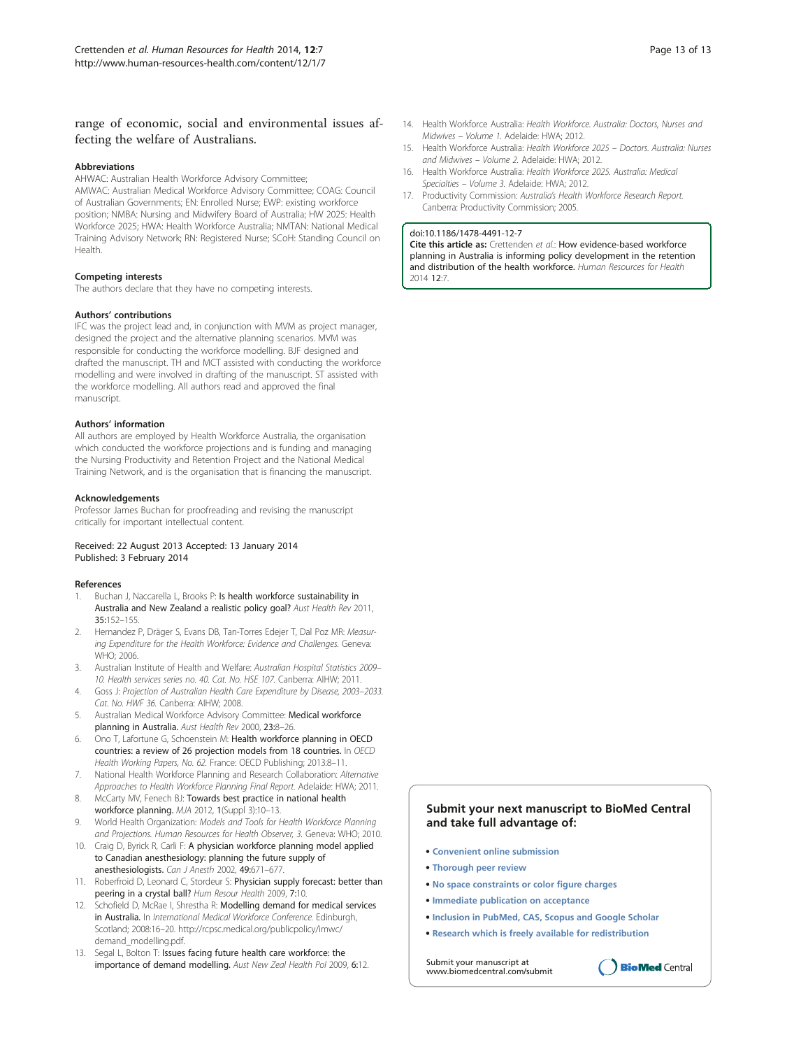range of economic, social and environmental issues affecting the welfare of Australians.

### Abbreviations

AHWAC: Australian Health Workforce Advisory Committee; AMWAC: Australian Medical Workforce Advisory Committee; COAG: Council of Australian Governments; EN: Enrolled Nurse; EWP: existing workforce position; NMBA: Nursing and Midwifery Board of Australia; HW 2025: Health Workforce 2025; HWA: Health Workforce Australia; NMTAN: National Medical Training Advisory Network; RN: Registered Nurse; SCoH: Standing Council on Health.

### Competing interests

The authors declare that they have no competing interests.

### Authors' contributions

IFC was the project lead and, in conjunction with MVM as project manager, designed the project and the alternative planning scenarios. MVM was responsible for conducting the workforce modelling. BJF designed and drafted the manuscript. TH and MCT assisted with conducting the workforce modelling and were involved in drafting of the manuscript. ST assisted with the workforce modelling. All authors read and approved the final manuscript.

### Authors' information

All authors are employed by Health Workforce Australia, the organisation which conducted the workforce projections and is funding and managing the Nursing Productivity and Retention Project and the National Medical Training Network, and is the organisation that is financing the manuscript.

### Acknowledgements

Professor James Buchan for proofreading and revising the manuscript critically for important intellectual content.

Received: 22 August 2013 Accepted: 13 January 2014
Published: 3 February 2014

### References

1. Buchan J, Naccarella L, Brooks P: **Is health workforce sustainability in Australia and New Zealand a realistic policy goal?** *Aust Health Rev* 2011, **35:**152–155.
2. Hernandez P, Dräger S, Evans DB, Tan-Torres Edejer T, Dal Poz MR: *Measuring Expenditure for the Health Workforce: Evidence and Challenges.* Geneva: WHO; 2006.
3. Australian Institute of Health and Welfare: *Australian Hospital Statistics 2009–10. Health services series no. 40. Cat. No. HSE 107.* Canberra: AIHW; 2011.
4. Goss J: *Projection of Australian Health Care Expenditure by Disease, 2003–2033. Cat. No. HWF 36.* Canberra: AIHW; 2008.
5. Australian Medical Workforce Advisory Committee: **Medical workforce planning in Australia.** *Aust Health Rev* 2000, **23:**8–26.
6. Ono T, Lafortune G, Schoenstein M: **Health workforce planning in OECD countries: a review of 26 projection models from 18 countries.** In *OECD Health Working Papers, No. 62.* France: OECD Publishing; 2013:8–11.
7. National Health Workforce Planning and Research Collaboration: *Alternative Approaches to Health Workforce Planning Final Report.* Adelaide: HWA; 2011.
8. McCarty MV, Fenech BJ: **Towards best practice in national health workforce planning.** *MJA* 2012, **1**(Suppl 3):10–13.
9. World Health Organization: *Models and Tools for Health Workforce Planning and Projections. Human Resources for Health Observer, 3.* Geneva: WHO; 2010.
10. Craig D, Byrick R, Carli F: **A physician workforce planning model applied to Canadian anesthesiology: planning the future supply of anesthesiologists.** *Can J Anesth* 2002, **49:**671–677.
11. Roberfroid D, Leonard C, Stordeur S: **Physician supply forecast: better than peering in a crystal ball?** *Hum Resour Health* 2009, **7:**10.
12. Schofield D, McRae I, Shrestha R: **Modelling demand for medical services in Australia.** In *International Medical Workforce Conference.* Edinburgh, Scotland; 2008:16–20. http://rcpsc.medical.org/publicpolicy/imwc/demand_modelling.pdf.
13. Segal L, Bolton T: **Issues facing future health care workforce: the importance of demand modelling.** *Aust New Zeal Health Pol* 2009, **6:**12.
14. Health Workforce Australia: *Health Workforce. Australia: Doctors, Nurses and Midwives – Volume 1.* Adelaide: HWA; 2012.
15. Health Workforce Australia: *Health Workforce 2025 – Doctors. Australia: Nurses and Midwives – Volume 2.* Adelaide: HWA; 2012.
16. Health Workforce Australia: *Health Workforce 2025. Australia: Medical Specialties – Volume 3.* Adelaide: HWA; 2012.
17. Productivity Commission: *Australia's Health Workforce Research Report.* Canberra: Productivity Commission; 2005.

doi:10.1186/1478-4491-12-7
**Cite this article as:** Crettenden *et al.*: How evidence-based workforce planning in Australia is informing policy development in the retention and distribution of the health workforce. *Human Resources for Health* 2014 **12**:7.

**Submit your next manuscript to BioMed Central and take full advantage of:**

- **Convenient online submission**
- **Thorough peer review**
- **No space constraints or color figure charges**
- **Immediate publication on acceptance**
- **Inclusion in PubMed, CAS, Scopus and Google Scholar**
- **Research which is freely available for redistribution**

Submit your manuscript at
www.biomedcentral.com/submit

BioMed Central